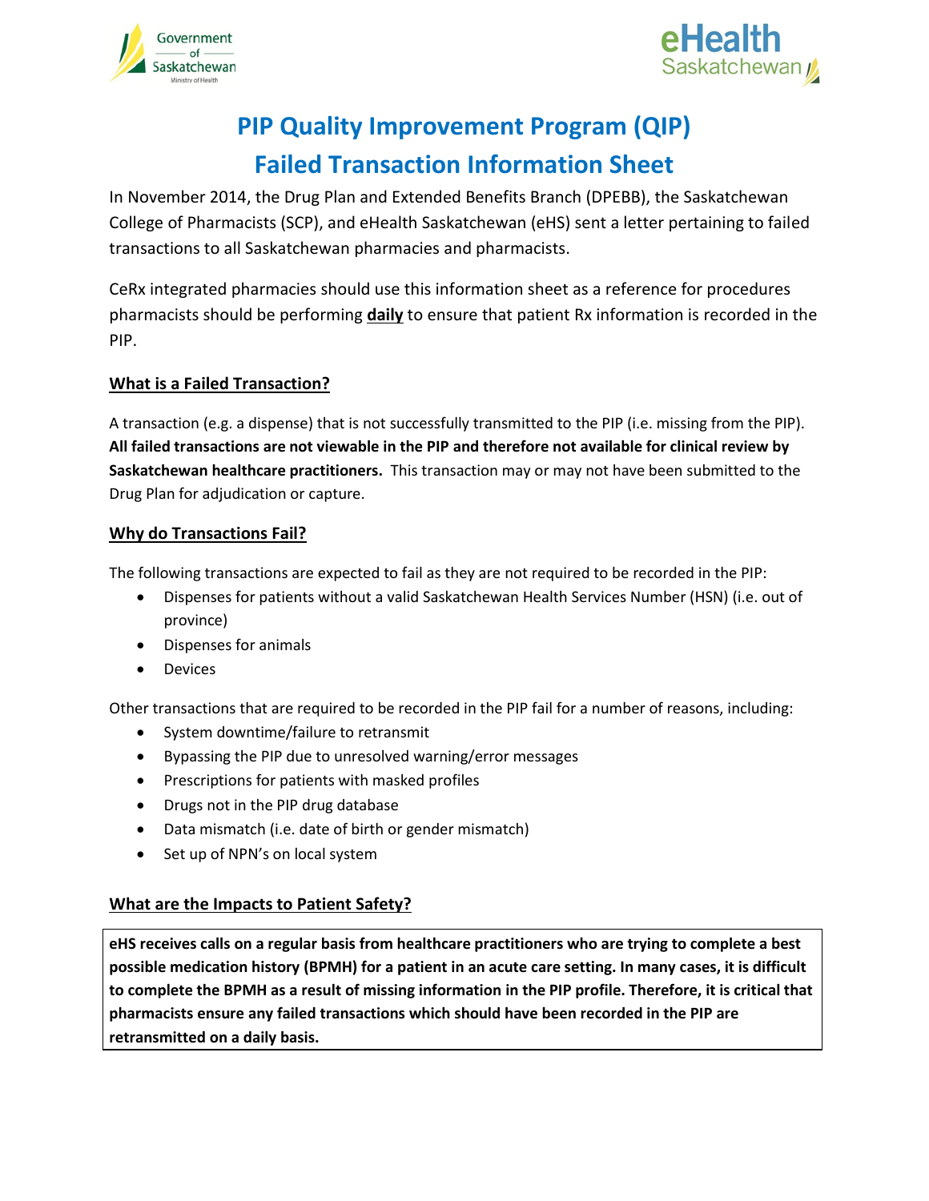# PIP Quality Improvement Program (QIP)
# Failed Transaction Information Sheet

In November 2014, the Drug Plan and Extended Benefits Branch (DPEBB), the Saskatchewan College of Pharmacists (SCP), and eHealth Saskatchewan (eHS) sent a letter pertaining to failed transactions to all Saskatchewan pharmacies and pharmacists.

CeRx integrated pharmacies should use this information sheet as a reference for procedures pharmacists should be performing **daily** to ensure that patient Rx information is recorded in the PIP.

## What is a Failed Transaction?

A transaction (e.g. a dispense) that is not successfully transmitted to the PIP (i.e. missing from the PIP). **All failed transactions are not viewable in the PIP and therefore not available for clinical review by Saskatchewan healthcare practitioners.** This transaction may or may not have been submitted to the Drug Plan for adjudication or capture.

## Why do Transactions Fail?

The following transactions are expected to fail as they are not required to be recorded in the PIP:

- Dispenses for patients without a valid Saskatchewan Health Services Number (HSN) (i.e. out of province)
- Dispenses for animals
- Devices

Other transactions that are required to be recorded in the PIP fail for a number of reasons, including:

- System downtime/failure to retransmit
- Bypassing the PIP due to unresolved warning/error messages
- Prescriptions for patients with masked profiles
- Drugs not in the PIP drug database
- Data mismatch (i.e. date of birth or gender mismatch)
- Set up of NPN's on local system

## What are the Impacts to Patient Safety?

**eHS receives calls on a regular basis from healthcare practitioners who are trying to complete a best possible medication history (BPMH) for a patient in an acute care setting. In many cases, it is difficult to complete the BPMH as a result of missing information in the PIP profile. Therefore, it is critical that pharmacists ensure any failed transactions which should have been recorded in the PIP are retransmitted on a daily basis.**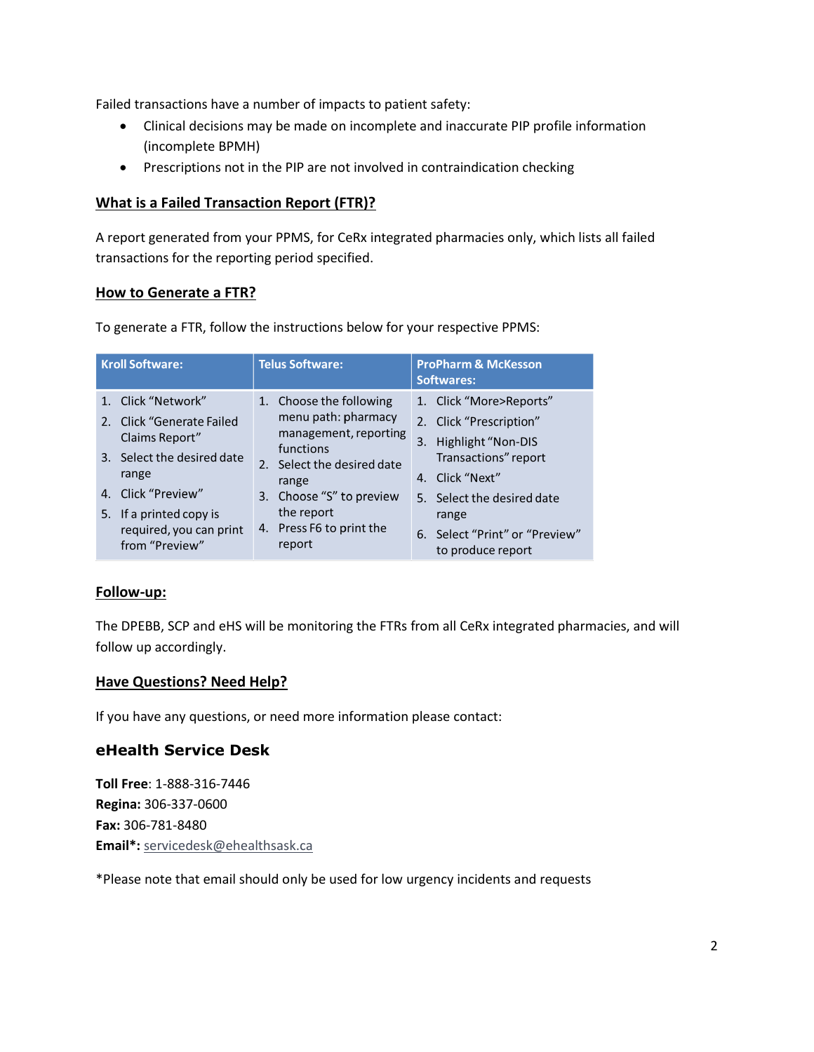Failed transactions have a number of impacts to patient safety:

- Clinical decisions may be made on incomplete and inaccurate PIP profile information (incomplete BPMH)
- Prescriptions not in the PIP are not involved in contraindication checking

## What is a Failed Transaction Report (FTR)?

A report generated from your PPMS, for CeRx integrated pharmacies only, which lists all failed transactions for the reporting period specified.

## How to Generate a FTR?

To generate a FTR, follow the instructions below for your respective PPMS:

| Kroll Software: | Telus Software: | ProPharm & McKesson Softwares: |
|---|---|---|
| 1. Click "Network"<br>2. Click "Generate Failed Claims Report"<br>3. Select the desired date range<br>4. Click "Preview"<br>5. If a printed copy is required, you can print from "Preview" | 1. Choose the following menu path: pharmacy management, reporting functions<br>2. Select the desired date range<br>3. Choose "S" to preview the report<br>4. Press F6 to print the report | 1. Click "More>Reports"<br>2. Click "Prescription"<br>3. Highlight "Non-DIS Transactions" report<br>4. Click "Next"<br>5. Select the desired date range<br>6. Select "Print" or "Preview" to produce report |

## Follow-up:

The DPEBB, SCP and eHS will be monitoring the FTRs from all CeRx integrated pharmacies, and will follow up accordingly.

## Have Questions? Need Help?

If you have any questions, or need more information please contact:

### eHealth Service Desk

**Toll Free**: 1-888-316-7446
**Regina:** 306-337-0600
**Fax:** 306-781-8480
**Email*:** servicedesk@ehealthsask.ca

*Please note that email should only be used for low urgency incidents and requests